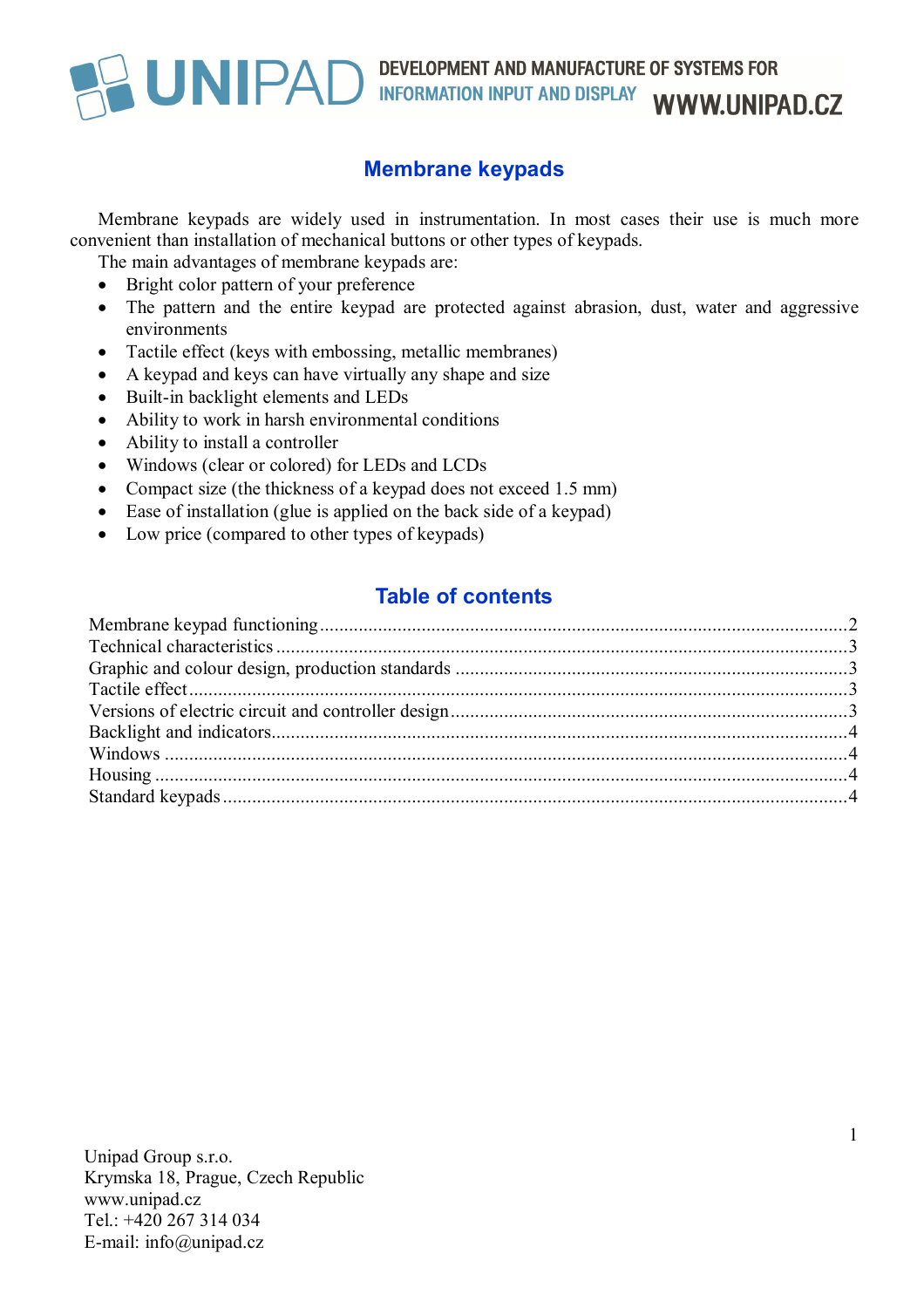UNIPAD DEVELOPMENT AND MANUFACTURE OF SYSTEMS FOR INFORMATION INPUT AND DISPLAY WWW.UNIPAD.CZ

# Membrane keypads

Membrane keypads are widely used in instrumentation. In most cases their use is much more convenient than installation of mechanical buttons or other types of keypads.

The main advantages of membrane keypads are:

- Bright color pattern of your preference
- The pattern and the entire keypad are protected against abrasion, dust, water and aggressive environments
- Tactile effect (keys with embossing, metallic membranes)
- A keypad and keys can have virtually any shape and size
- Built-in backlight elements and LEDs
- Ability to work in harsh environmental conditions
- Ability to install a controller
- Windows (clear or colored) for LEDs and LCDs
- Compact size (the thickness of a keypad does not exceed 1.5 mm)
- Ease of installation (glue is applied on the back side of a keypad)
- Low price (compared to other types of keypads)

## Table of contents

Membrane keypad functioning ........ 2
Technical characteristics ........ 3
Graphic and colour design, production standards ........ 3
Tactile effect ........ 3
Versions of electric circuit and controller design ........ 3
Backlight and indicators ........ 4
Windows ........ 4
Housing ........ 4
Standard keypads ........ 4

Unipad Group s.r.o.
Krymska 18, Prague, Czech Republic
www.unipad.cz
Tel.: +420 267 314 034
E-mail: info@unipad.cz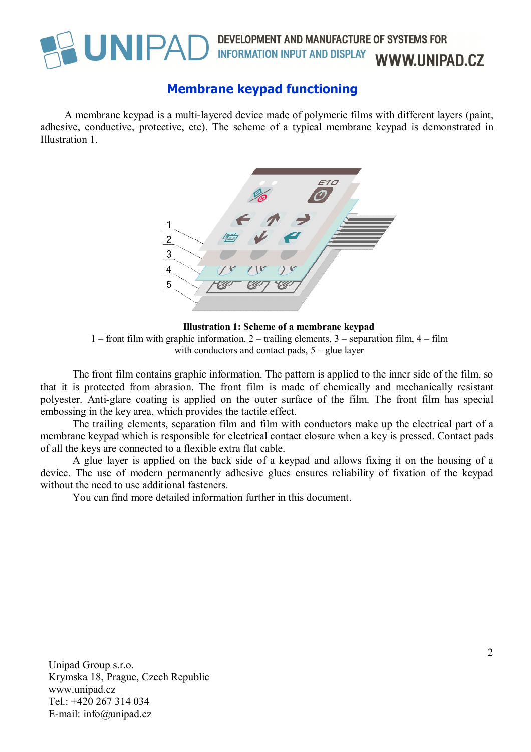# Membrane keypad functioning

A membrane keypad is a multi-layered device made of polymeric films with different layers (paint, adhesive, conductive, protective, etc). The scheme of a typical membrane keypad is demonstrated in Illustration 1.

**Illustration 1: Scheme of a membrane keypad**

1 – front film with graphic information, 2 – trailing elements, 3 – separation film, 4 – film with conductors and contact pads, 5 – glue layer

The front film contains graphic information. The pattern is applied to the inner side of the film, so that it is protected from abrasion. The front film is made of chemically and mechanically resistant polyester. Anti-glare coating is applied on the outer surface of the film. The front film has special embossing in the key area, which provides the tactile effect.

The trailing elements, separation film and film with conductors make up the electrical part of a membrane keypad which is responsible for electrical contact closure when a key is pressed. Contact pads of all the keys are connected to a flexible extra flat cable.

A glue layer is applied on the back side of a keypad and allows fixing it on the housing of a device. The use of modern permanently adhesive glues ensures reliability of fixation of the keypad without the need to use additional fasteners.

You can find more detailed information further in this document.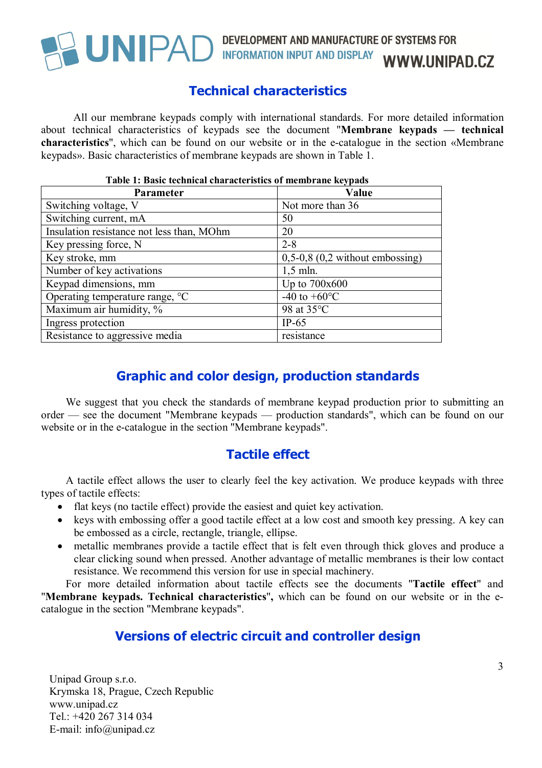## Technical characteristics

All our membrane keypads comply with international standards. For more detailed information about technical characteristics of keypads see the document "**Membrane keypads — technical characteristics**", which can be found on our website or in the e-catalogue in the section «Membrane keypads». Basic characteristics of membrane keypads are shown in Table 1.

**Table 1: Basic technical characteristics of membrane keypads**

| Parameter | Value |
|---|---|
| Switching voltage, V | Not more than 36 |
| Switching current, mA | 50 |
| Insulation resistance not less than, MOhm | 20 |
| Key pressing force, N | 2-8 |
| Key stroke, mm | 0,5-0,8 (0,2 without embossing) |
| Number of key activations | 1,5 mln. |
| Keypad dimensions, mm | Up to 700x600 |
| Operating temperature range, °C | -40 to +60°C |
| Maximum air humidity, % | 98 at 35°C |
| Ingress protection | IP-65 |
| Resistance to aggressive media | resistance |

## Graphic and color design, production standards

We suggest that you check the standards of membrane keypad production prior to submitting an order — see the document "Membrane keypads — production standards", which can be found on our website or in the e-catalogue in the section "Membrane keypads".

## Tactile effect

A tactile effect allows the user to clearly feel the key activation. We produce keypads with three types of tactile effects:

- flat keys (no tactile effect) provide the easiest and quiet key activation.
- keys with embossing offer a good tactile effect at a low cost and smooth key pressing. A key can be embossed as a circle, rectangle, triangle, ellipse.
- metallic membranes provide a tactile effect that is felt even through thick gloves and produce a clear clicking sound when pressed. Another advantage of metallic membranes is their low contact resistance. We recommend this version for use in special machinery.

For more detailed information about tactile effects see the documents "**Tactile effect**" and "**Membrane keypads. Technical characteristics**", which can be found on our website or in the e-catalogue in the section "Membrane keypads".

## Versions of electric circuit and controller design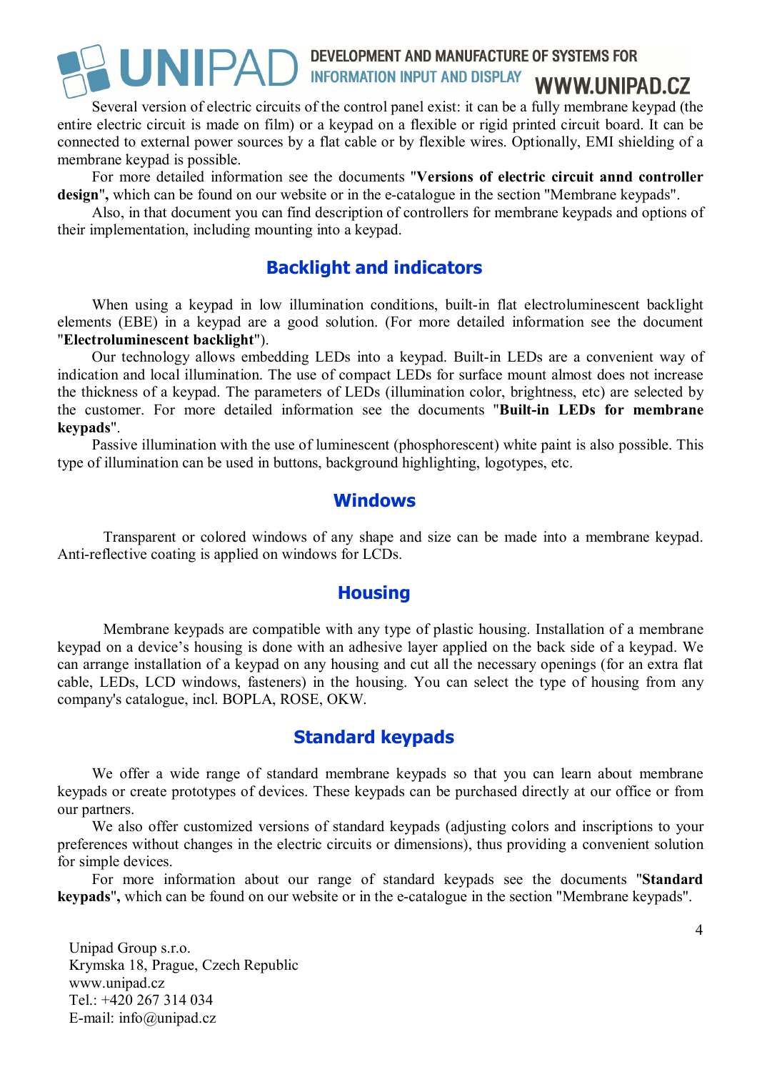Several version of electric circuits of the control panel exist: it can be a fully membrane keypad (the entire electric circuit is made on film) or a keypad on a flexible or rigid printed circuit board. It can be connected to external power sources by a flat cable or by flexible wires. Optionally, EMI shielding of a membrane keypad is possible.

For more detailed information see the documents "**Versions of electric circuit annd controller design**", which can be found on our website or in the e-catalogue in the section "Membrane keypads".

Also, in that document you can find description of controllers for membrane keypads and options of their implementation, including mounting into a keypad.

## Backlight and indicators

When using a keypad in low illumination conditions, built-in flat electroluminescent backlight elements (EBE) in a keypad are a good solution. (For more detailed information see the document "**Electroluminescent backlight**").

Our technology allows embedding LEDs into a keypad. Built-in LEDs are a convenient way of indication and local illumination. The use of compact LEDs for surface mount almost does not increase the thickness of a keypad. The parameters of LEDs (illumination color, brightness, etc) are selected by the customer. For more detailed information see the documents "**Built-in LEDs for membrane keypads**".

Passive illumination with the use of luminescent (phosphorescent) white paint is also possible. This type of illumination can be used in buttons, background highlighting, logotypes, etc.

## Windows

Transparent or colored windows of any shape and size can be made into a membrane keypad. Anti-reflective coating is applied on windows for LCDs.

## Housing

Membrane keypads are compatible with any type of plastic housing. Installation of a membrane keypad on a device's housing is done with an adhesive layer applied on the back side of a keypad. We can arrange installation of a keypad on any housing and cut all the necessary openings (for an extra flat cable, LEDs, LCD windows, fasteners) in the housing. You can select the type of housing from any company's catalogue, incl. BOPLA, ROSE, OKW.

## Standard keypads

We offer a wide range of standard membrane keypads so that you can learn about membrane keypads or create prototypes of devices. These keypads can be purchased directly at our office or from our partners.

We also offer customized versions of standard keypads (adjusting colors and inscriptions to your preferences without changes in the electric circuits or dimensions), thus providing a convenient solution for simple devices.

For more information about our range of standard keypads see the documents "**Standard keypads**", which can be found on our website or in the e-catalogue in the section "Membrane keypads".